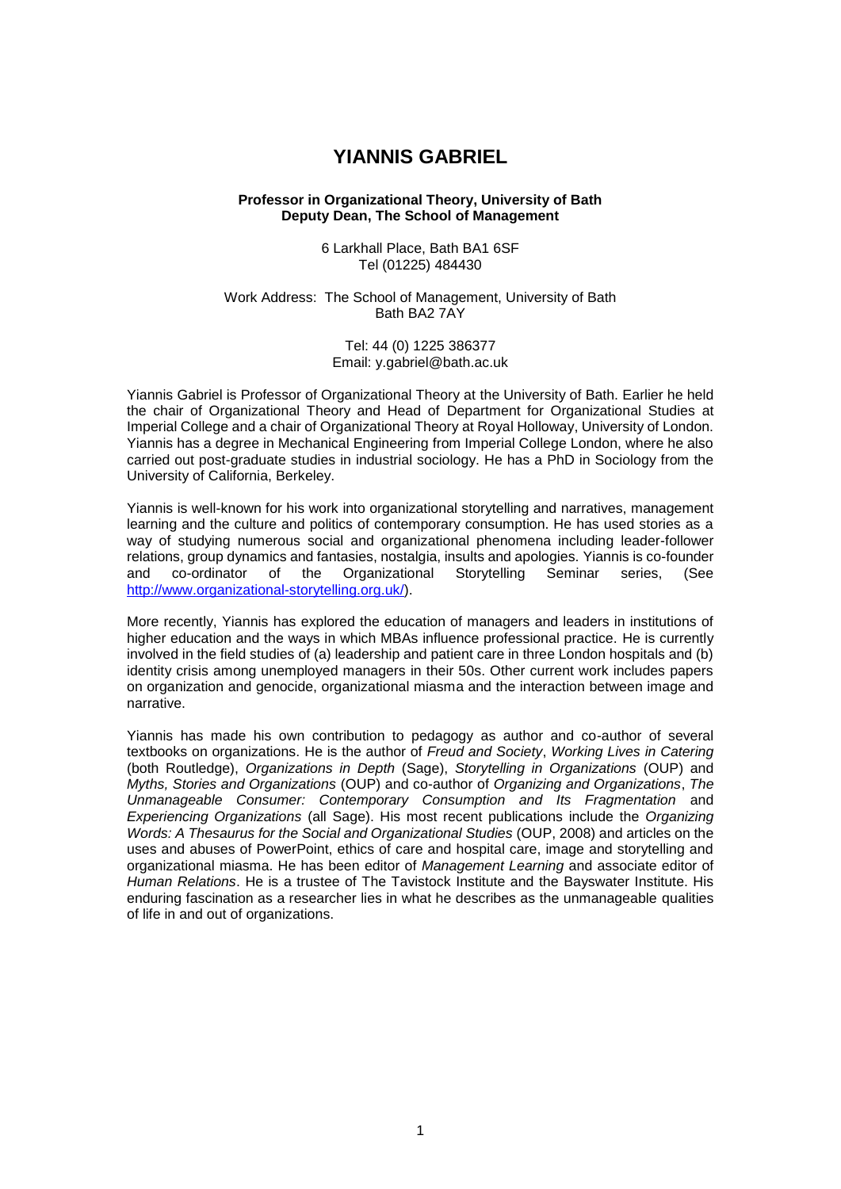# YIANNIS GABRIEL

**Professor in Organizational Theory, University of Bath**
**Deputy Dean, The School of Management**

6 Larkhall Place, Bath BA1 6SF
Tel (01225) 484430

Work Address: The School of Management, University of Bath
Bath BA2 7AY

Tel: 44 (0) 1225 386377
Email: y.gabriel@bath.ac.uk

Yiannis Gabriel is Professor of Organizational Theory at the University of Bath. Earlier he held the chair of Organizational Theory and Head of Department for Organizational Studies at Imperial College and a chair of Organizational Theory at Royal Holloway, University of London. Yiannis has a degree in Mechanical Engineering from Imperial College London, where he also carried out post-graduate studies in industrial sociology. He has a PhD in Sociology from the University of California, Berkeley.

Yiannis is well-known for his work into organizational storytelling and narratives, management learning and the culture and politics of contemporary consumption. He has used stories as a way of studying numerous social and organizational phenomena including leader-follower relations, group dynamics and fantasies, nostalgia, insults and apologies. Yiannis is co-founder and co-ordinator of the Organizational Storytelling Seminar series, (See http://www.organizational-storytelling.org.uk/).

More recently, Yiannis has explored the education of managers and leaders in institutions of higher education and the ways in which MBAs influence professional practice. He is currently involved in the field studies of (a) leadership and patient care in three London hospitals and (b) identity crisis among unemployed managers in their 50s. Other current work includes papers on organization and genocide, organizational miasma and the interaction between image and narrative.

Yiannis has made his own contribution to pedagogy as author and co-author of several textbooks on organizations. He is the author of *Freud and Society*, *Working Lives in Catering* (both Routledge), *Organizations in Depth* (Sage), *Storytelling in Organizations* (OUP) and *Myths, Stories and Organizations* (OUP) and co-author of *Organizing and Organizations*, *The Unmanageable Consumer: Contemporary Consumption and Its Fragmentation* and *Experiencing Organizations* (all Sage). His most recent publications include the *Organizing Words: A Thesaurus for the Social and Organizational Studies* (OUP, 2008) and articles on the uses and abuses of PowerPoint, ethics of care and hospital care, image and storytelling and organizational miasma. He has been editor of *Management Learning* and associate editor of *Human Relations*. He is a trustee of The Tavistock Institute and the Bayswater Institute. His enduring fascination as a researcher lies in what he describes as the unmanageable qualities of life in and out of organizations.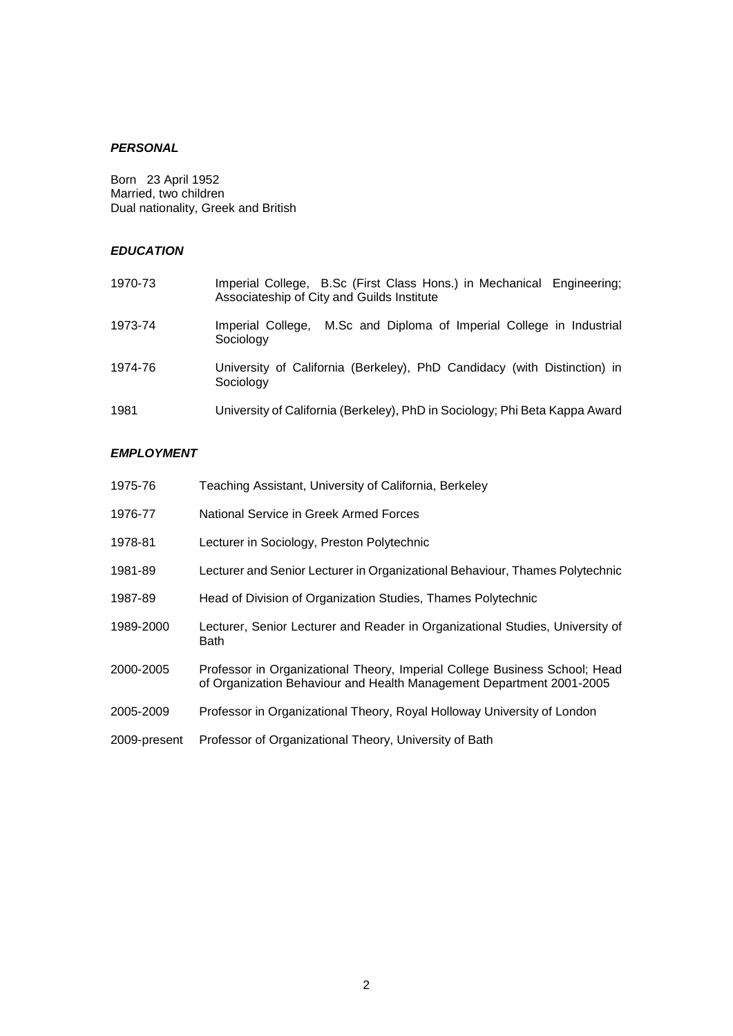### ***PERSONAL***

Born 23 April 1952
Married, two children
Dual nationality, Greek and British

### ***EDUCATION***

| | |
|---|---|
| 1970-73 | Imperial College, B.Sc (First Class Hons.) in Mechanical Engineering; Associateship of City and Guilds Institute |
| 1973-74 | Imperial College, M.Sc and Diploma of Imperial College in Industrial Sociology |
| 1974-76 | University of California (Berkeley), PhD Candidacy (with Distinction) in Sociology |
| 1981 | University of California (Berkeley), PhD in Sociology; Phi Beta Kappa Award |

### ***EMPLOYMENT***

| | |
|---|---|
| 1975-76 | Teaching Assistant, University of California, Berkeley |
| 1976-77 | National Service in Greek Armed Forces |
| 1978-81 | Lecturer in Sociology, Preston Polytechnic |
| 1981-89 | Lecturer and Senior Lecturer in Organizational Behaviour, Thames Polytechnic |
| 1987-89 | Head of Division of Organization Studies, Thames Polytechnic |
| 1989-2000 | Lecturer, Senior Lecturer and Reader in Organizational Studies, University of Bath |
| 2000-2005 | Professor in Organizational Theory, Imperial College Business School; Head of Organization Behaviour and Health Management Department 2001-2005 |
| 2005-2009 | Professor in Organizational Theory, Royal Holloway University of London |
| 2009-present | Professor of Organizational Theory, University of Bath |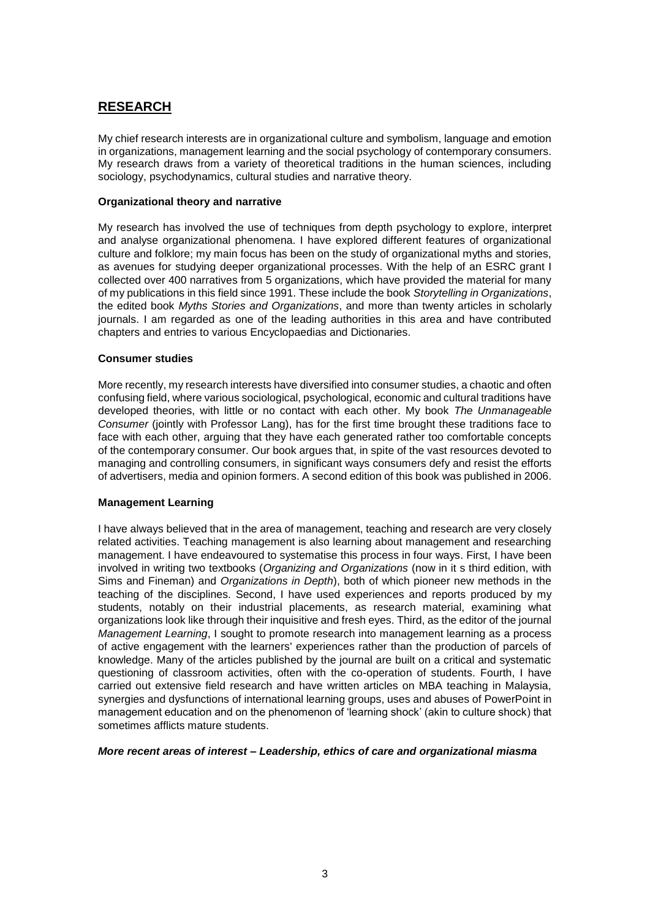## RESEARCH

My chief research interests are in organizational culture and symbolism, language and emotion in organizations, management learning and the social psychology of contemporary consumers. My research draws from a variety of theoretical traditions in the human sciences, including sociology, psychodynamics, cultural studies and narrative theory.

### Organizational theory and narrative

My research has involved the use of techniques from depth psychology to explore, interpret and analyse organizational phenomena. I have explored different features of organizational culture and folklore; my main focus has been on the study of organizational myths and stories, as avenues for studying deeper organizational processes. With the help of an ESRC grant I collected over 400 narratives from 5 organizations, which have provided the material for many of my publications in this field since 1991. These include the book *Storytelling in Organizations*, the edited book *Myths Stories and Organizations*, and more than twenty articles in scholarly journals. I am regarded as one of the leading authorities in this area and have contributed chapters and entries to various Encyclopaedias and Dictionaries.

### Consumer studies

More recently, my research interests have diversified into consumer studies, a chaotic and often confusing field, where various sociological, psychological, economic and cultural traditions have developed theories, with little or no contact with each other. My book *The Unmanageable Consumer* (jointly with Professor Lang), has for the first time brought these traditions face to face with each other, arguing that they have each generated rather too comfortable concepts of the contemporary consumer. Our book argues that, in spite of the vast resources devoted to managing and controlling consumers, in significant ways consumers defy and resist the efforts of advertisers, media and opinion formers. A second edition of this book was published in 2006.

### Management Learning

I have always believed that in the area of management, teaching and research are very closely related activities. Teaching management is also learning about management and researching management. I have endeavoured to systematise this process in four ways. First, I have been involved in writing two textbooks (*Organizing and Organizations* (now in it s third edition, with Sims and Fineman) and *Organizations in Depth*), both of which pioneer new methods in the teaching of the disciplines. Second, I have used experiences and reports produced by my students, notably on their industrial placements, as research material, examining what organizations look like through their inquisitive and fresh eyes. Third, as the editor of the journal *Management Learning*, I sought to promote research into management learning as a process of active engagement with the learners' experiences rather than the production of parcels of knowledge. Many of the articles published by the journal are built on a critical and systematic questioning of classroom activities, often with the co-operation of students. Fourth, I have carried out extensive field research and have written articles on MBA teaching in Malaysia, synergies and dysfunctions of international learning groups, uses and abuses of PowerPoint in management education and on the phenomenon of 'learning shock' (akin to culture shock) that sometimes afflicts mature students.

### *More recent areas of interest – Leadership, ethics of care and organizational miasma*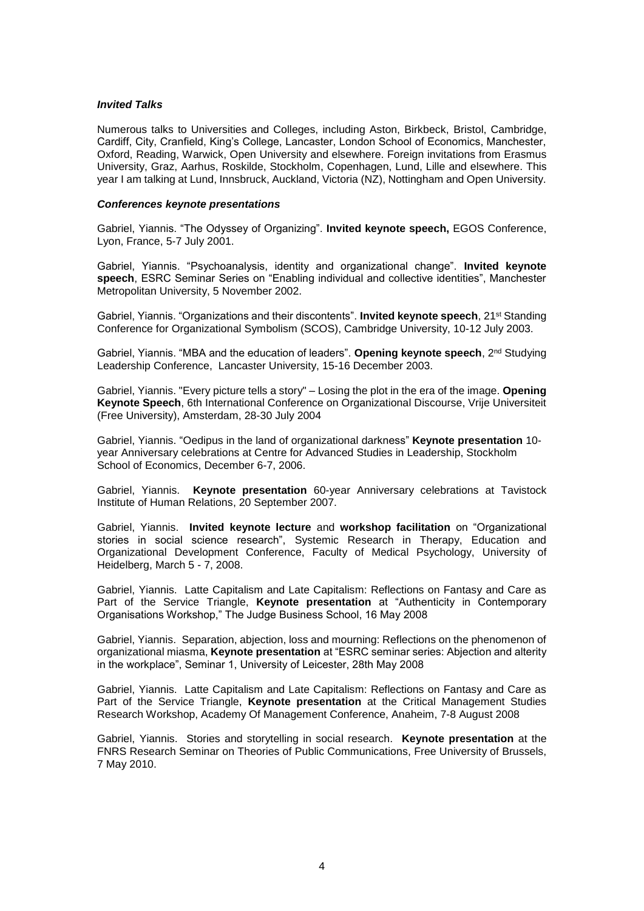### ***Invited Talks***

Numerous talks to Universities and Colleges, including Aston, Birkbeck, Bristol, Cambridge, Cardiff, City, Cranfield, King's College, Lancaster, London School of Economics, Manchester, Oxford, Reading, Warwick, Open University and elsewhere. Foreign invitations from Erasmus University, Graz, Aarhus, Roskilde, Stockholm, Copenhagen, Lund, Lille and elsewhere. This year I am talking at Lund, Innsbruck, Auckland, Victoria (NZ), Nottingham and Open University.

### ***Conferences keynote presentations***

Gabriel, Yiannis. "The Odyssey of Organizing". **Invited keynote speech,** EGOS Conference, Lyon, France, 5-7 July 2001.

Gabriel, Yiannis. "Psychoanalysis, identity and organizational change". **Invited keynote speech**, ESRC Seminar Series on "Enabling individual and collective identities", Manchester Metropolitan University, 5 November 2002.

Gabriel, Yiannis. "Organizations and their discontents". **Invited keynote speech**, 21st Standing Conference for Organizational Symbolism (SCOS), Cambridge University, 10-12 July 2003.

Gabriel, Yiannis. "MBA and the education of leaders". **Opening keynote speech**, 2nd Studying Leadership Conference, Lancaster University, 15-16 December 2003.

Gabriel, Yiannis. "Every picture tells a story" – Losing the plot in the era of the image. **Opening Keynote Speech**, 6th International Conference on Organizational Discourse, Vrije Universiteit (Free University), Amsterdam, 28-30 July 2004

Gabriel, Yiannis. "Oedipus in the land of organizational darkness" **Keynote presentation** 10-year Anniversary celebrations at Centre for Advanced Studies in Leadership, Stockholm School of Economics, December 6-7, 2006.

Gabriel, Yiannis. **Keynote presentation** 60-year Anniversary celebrations at Tavistock Institute of Human Relations, 20 September 2007.

Gabriel, Yiannis. **Invited keynote lecture** and **workshop facilitation** on "Organizational stories in social science research", Systemic Research in Therapy, Education and Organizational Development Conference, Faculty of Medical Psychology, University of Heidelberg, March 5 - 7, 2008.

Gabriel, Yiannis. Latte Capitalism and Late Capitalism: Reflections on Fantasy and Care as Part of the Service Triangle, **Keynote presentation** at "Authenticity in Contemporary Organisations Workshop," The Judge Business School, 16 May 2008

Gabriel, Yiannis. Separation, abjection, loss and mourning: Reflections on the phenomenon of organizational miasma, **Keynote presentation** at "ESRC seminar series: Abjection and alterity in the workplace", Seminar 1, University of Leicester, 28th May 2008

Gabriel, Yiannis. Latte Capitalism and Late Capitalism: Reflections on Fantasy and Care as Part of the Service Triangle, **Keynote presentation** at the Critical Management Studies Research Workshop, Academy Of Management Conference, Anaheim, 7-8 August 2008

Gabriel, Yiannis. Stories and storytelling in social research. **Keynote presentation** at the FNRS Research Seminar on Theories of Public Communications, Free University of Brussels, 7 May 2010.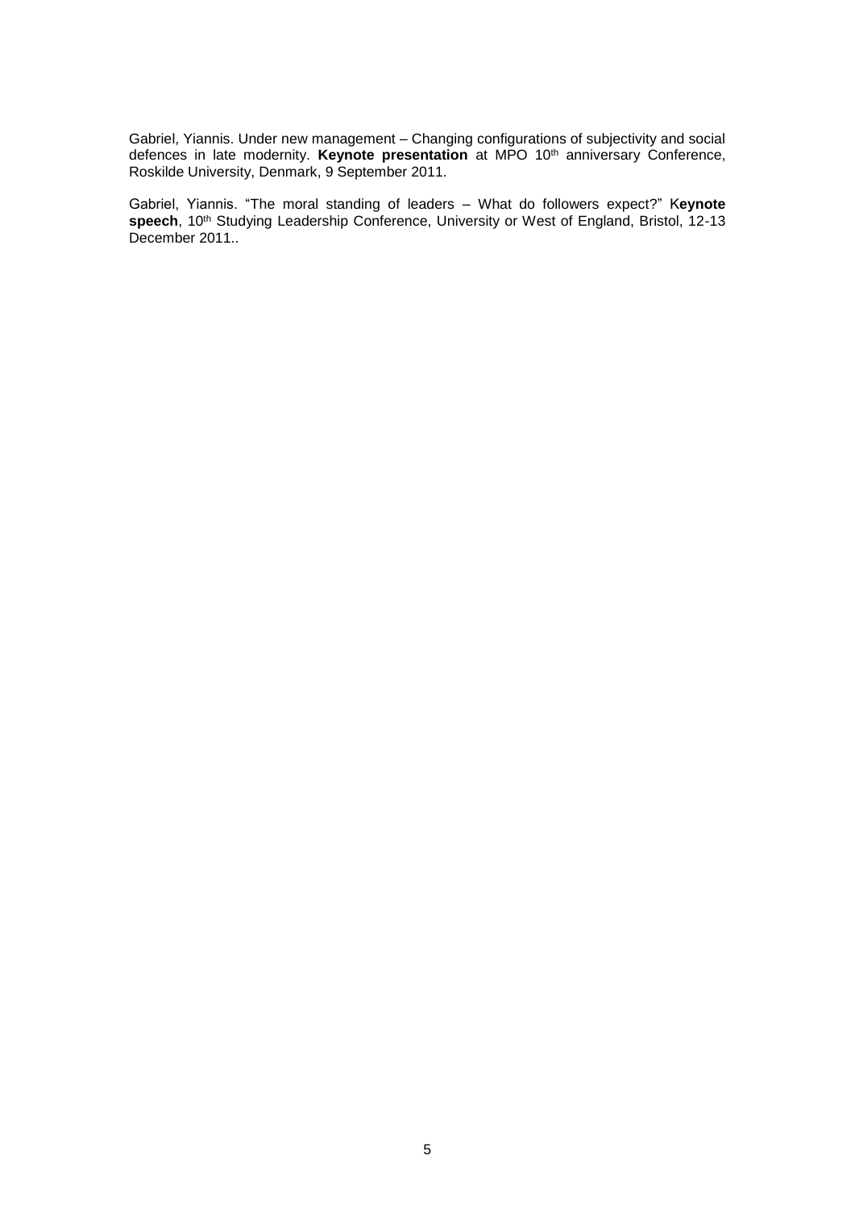Gabriel, Yiannis. Under new management – Changing configurations of subjectivity and social defences in late modernity. **Keynote presentation** at MPO 10th anniversary Conference, Roskilde University, Denmark, 9 September 2011.

Gabriel, Yiannis. "The moral standing of leaders – What do followers expect?" K**eynote speech**, 10th Studying Leadership Conference, University or West of England, Bristol, 12-13 December 2011..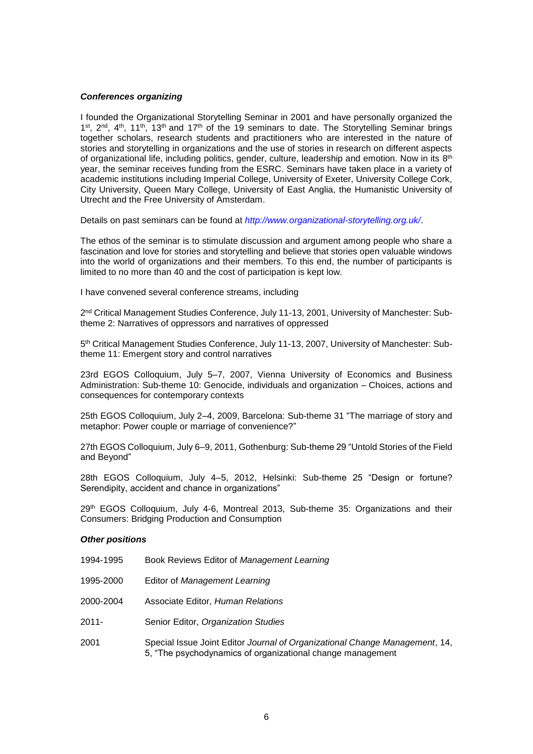***Conferences organizing***

I founded the Organizational Storytelling Seminar in 2001 and have personally organized the 1st, 2nd, 4th, 11th, 13th and 17th of the 19 seminars to date. The Storytelling Seminar brings together scholars, research students and practitioners who are interested in the nature of stories and storytelling in organizations and the use of stories in research on different aspects of organizational life, including politics, gender, culture, leadership and emotion. Now in its 8th year, the seminar receives funding from the ESRC. Seminars have taken place in a variety of academic institutions including Imperial College, University of Exeter, University College Cork, City University, Queen Mary College, University of East Anglia, the Humanistic University of Utrecht and the Free University of Amsterdam.

Details on past seminars can be found at *http://www.organizational-storytelling.org.uk/*.

The ethos of the seminar is to stimulate discussion and argument among people who share a fascination and love for stories and storytelling and believe that stories open valuable windows into the world of organizations and their members. To this end, the number of participants is limited to no more than 40 and the cost of participation is kept low.

I have convened several conference streams, including

2nd Critical Management Studies Conference, July 11-13, 2001, University of Manchester: Sub-theme 2: Narratives of oppressors and narratives of oppressed

5th Critical Management Studies Conference, July 11-13, 2007, University of Manchester: Sub-theme 11: Emergent story and control narratives

23rd EGOS Colloquium, July 5–7, 2007, Vienna University of Economics and Business Administration: Sub-theme 10: Genocide, individuals and organization – Choices, actions and consequences for contemporary contexts

25th EGOS Colloquium, July 2–4, 2009, Barcelona: Sub-theme 31 "The marriage of story and metaphor: Power couple or marriage of convenience?"

27th EGOS Colloquium, July 6–9, 2011, Gothenburg: Sub-theme 29 "Untold Stories of the Field and Beyond"

28th EGOS Colloquium, July 4–5, 2012, Helsinki: Sub-theme 25 "Design or fortune? Serendipity, accident and chance in organizations"

29th EGOS Colloquium, July 4-6, Montreal 2013, Sub-theme 35: Organizations and their Consumers: Bridging Production and Consumption

***Other positions***

| | |
|---|---|
| 1994-1995 | Book Reviews Editor of *Management Learning* |
| 1995-2000 | Editor of *Management Learning* |
| 2000-2004 | Associate Editor, *Human Relations* |
| 2011- | Senior Editor, *Organization Studies* |
| 2001 | Special Issue Joint Editor *Journal of Organizational Change Management*, 14, 5, "The psychodynamics of organizational change management |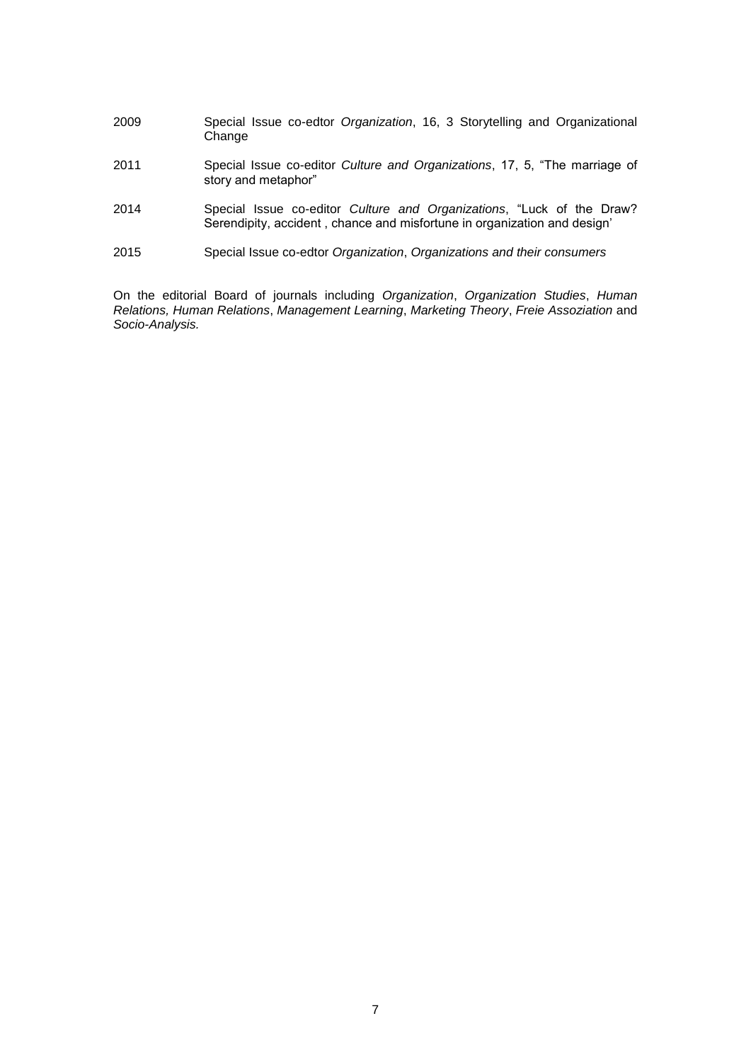2009 Special Issue co-edtor *Organization*, 16, 3 Storytelling and Organizational Change

2011 Special Issue co-editor *Culture and Organizations*, 17, 5, "The marriage of story and metaphor"

2014 Special Issue co-editor *Culture and Organizations*, "Luck of the Draw? Serendipity, accident , chance and misfortune in organization and design'

2015 Special Issue co-edtor *Organization*, *Organizations and their consumers*

On the editorial Board of journals including *Organization*, *Organization Studies*, *Human Relations, Human Relations*, *Management Learning*, *Marketing Theory*, *Freie Assoziation* and *Socio-Analysis.*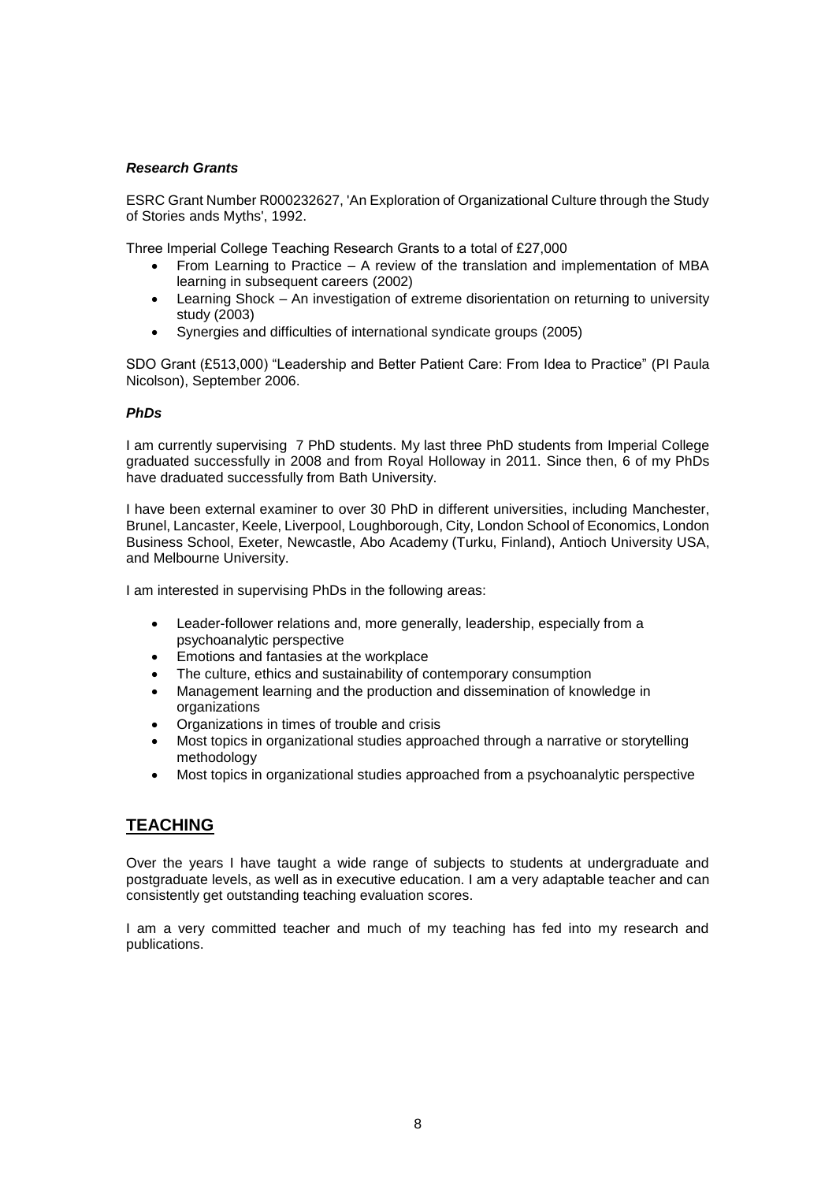### *Research Grants*

ESRC Grant Number R000232627, 'An Exploration of Organizational Culture through the Study of Stories ands Myths', 1992.

Three Imperial College Teaching Research Grants to a total of £27,000

- From Learning to Practice – A review of the translation and implementation of MBA learning in subsequent careers (2002)
- Learning Shock – An investigation of extreme disorientation on returning to university study (2003)
- Synergies and difficulties of international syndicate groups (2005)

SDO Grant (£513,000) "Leadership and Better Patient Care: From Idea to Practice" (PI Paula Nicolson), September 2006.

### *PhDs*

I am currently supervising 7 PhD students. My last three PhD students from Imperial College graduated successfully in 2008 and from Royal Holloway in 2011. Since then, 6 of my PhDs have draduated successfully from Bath University.

I have been external examiner to over 30 PhD in different universities, including Manchester, Brunel, Lancaster, Keele, Liverpool, Loughborough, City, London School of Economics, London Business School, Exeter, Newcastle, Abo Academy (Turku, Finland), Antioch University USA, and Melbourne University.

I am interested in supervising PhDs in the following areas:

- Leader-follower relations and, more generally, leadership, especially from a psychoanalytic perspective
- Emotions and fantasies at the workplace
- The culture, ethics and sustainability of contemporary consumption
- Management learning and the production and dissemination of knowledge in organizations
- Organizations in times of trouble and crisis
- Most topics in organizational studies approached through a narrative or storytelling methodology
- Most topics in organizational studies approached from a psychoanalytic perspective

## TEACHING

Over the years I have taught a wide range of subjects to students at undergraduate and postgraduate levels, as well as in executive education. I am a very adaptable teacher and can consistently get outstanding teaching evaluation scores.

I am a very committed teacher and much of my teaching has fed into my research and publications.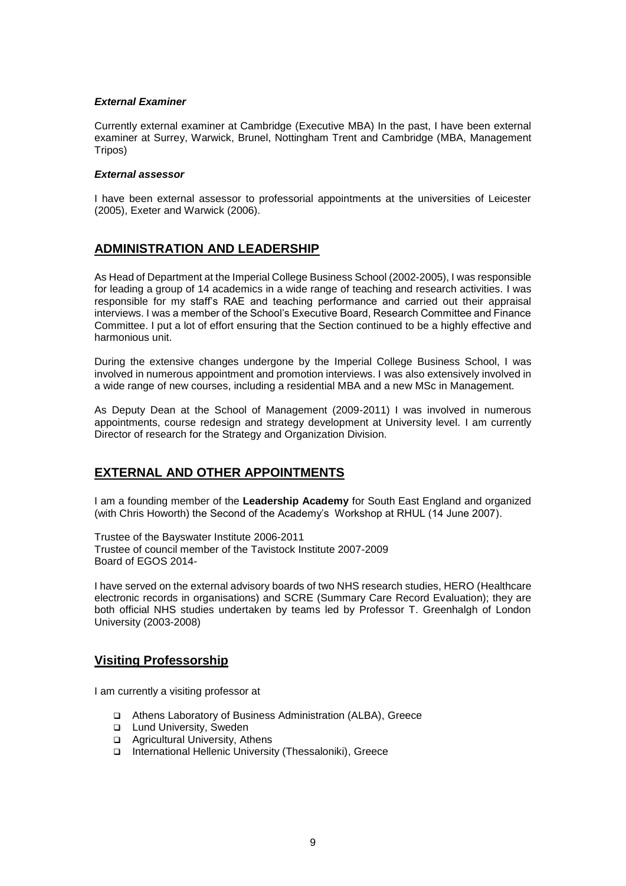### *External Examiner*

Currently external examiner at Cambridge (Executive MBA) In the past, I have been external examiner at Surrey, Warwick, Brunel, Nottingham Trent and Cambridge (MBA, Management Tripos)

### *External assessor*

I have been external assessor to professorial appointments at the universities of Leicester (2005), Exeter and Warwick (2006).

## ADMINISTRATION AND LEADERSHIP

As Head of Department at the Imperial College Business School (2002-2005), I was responsible for leading a group of 14 academics in a wide range of teaching and research activities. I was responsible for my staff's RAE and teaching performance and carried out their appraisal interviews. I was a member of the School's Executive Board, Research Committee and Finance Committee. I put a lot of effort ensuring that the Section continued to be a highly effective and harmonious unit.

During the extensive changes undergone by the Imperial College Business School, I was involved in numerous appointment and promotion interviews. I was also extensively involved in a wide range of new courses, including a residential MBA and a new MSc in Management.

As Deputy Dean at the School of Management (2009-2011) I was involved in numerous appointments, course redesign and strategy development at University level. I am currently Director of research for the Strategy and Organization Division.

## EXTERNAL AND OTHER APPOINTMENTS

I am a founding member of the **Leadership Academy** for South East England and organized (with Chris Howorth) the Second of the Academy's Workshop at RHUL (14 June 2007).

Trustee of the Bayswater Institute 2006-2011
Trustee of council member of the Tavistock Institute 2007-2009
Board of EGOS 2014-

I have served on the external advisory boards of two NHS research studies, HERO (Healthcare electronic records in organisations) and SCRE (Summary Care Record Evaluation); they are both official NHS studies undertaken by teams led by Professor T. Greenhalgh of London University (2003-2008)

## Visiting Professorship

I am currently a visiting professor at

- Athens Laboratory of Business Administration (ALBA), Greece
- Lund University, Sweden
- Agricultural University, Athens
- International Hellenic University (Thessaloniki), Greece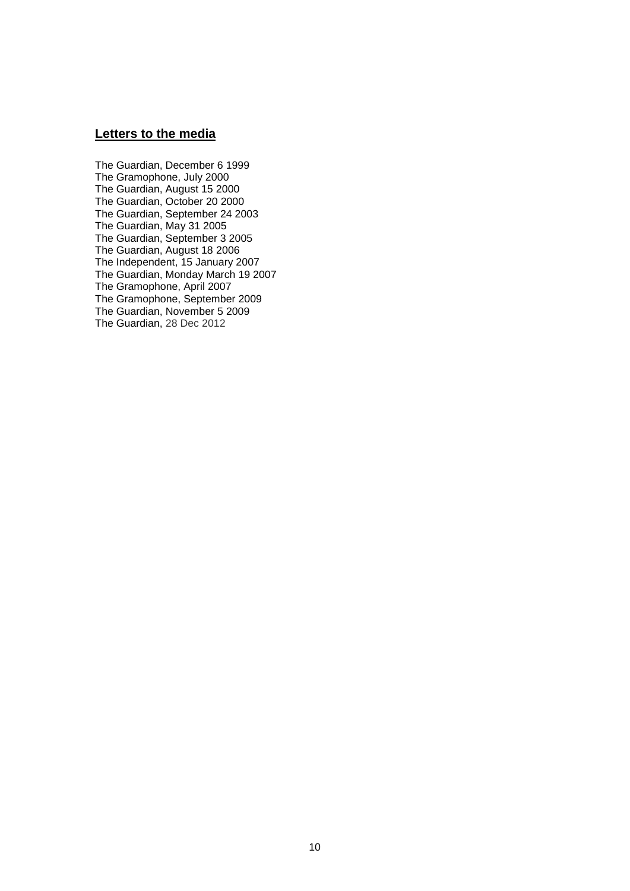## Letters to the media

The Guardian, December 6 1999  
The Gramophone, July 2000  
The Guardian, August 15 2000  
The Guardian, October 20 2000  
The Guardian, September 24 2003  
The Guardian, May 31 2005  
The Guardian, September 3 2005  
The Guardian, August 18 2006  
The Independent, 15 January 2007  
The Guardian, Monday March 19 2007  
The Gramophone, April 2007  
The Gramophone, September 2009  
The Guardian, November 5 2009  
The Guardian, 28 Dec 2012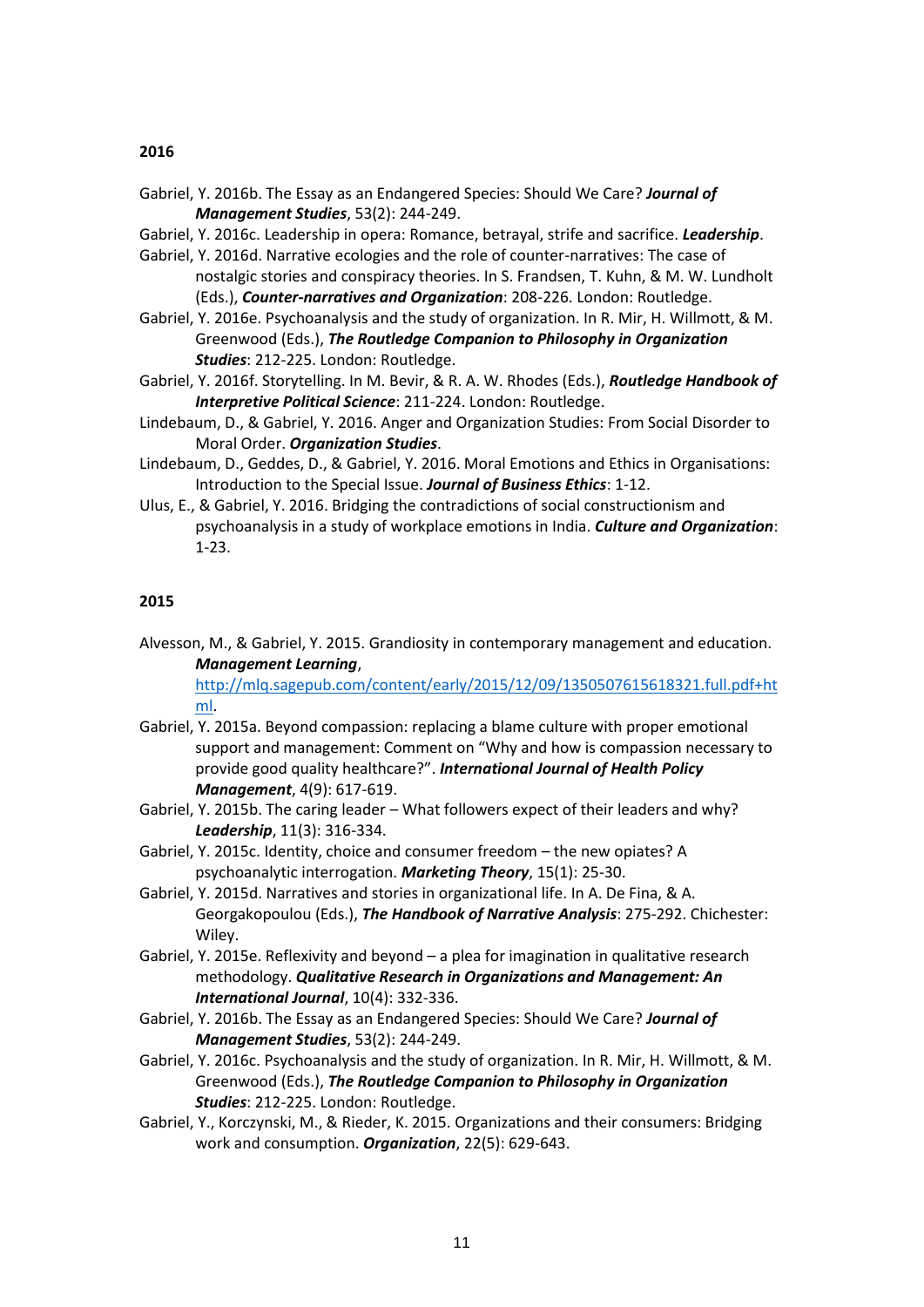### 2016

Gabriel, Y. 2016b. The Essay as an Endangered Species: Should We Care? ***Journal of Management Studies***, 53(2): 244-249.

Gabriel, Y. 2016c. Leadership in opera: Romance, betrayal, strife and sacrifice. ***Leadership***.

Gabriel, Y. 2016d. Narrative ecologies and the role of counter-narratives: The case of nostalgic stories and conspiracy theories. In S. Frandsen, T. Kuhn, & M. W. Lundholt (Eds.), ***Counter-narratives and Organization***: 208-226. London: Routledge.

Gabriel, Y. 2016e. Psychoanalysis and the study of organization. In R. Mir, H. Willmott, & M. Greenwood (Eds.), ***The Routledge Companion to Philosophy in Organization Studies***: 212-225. London: Routledge.

Gabriel, Y. 2016f. Storytelling. In M. Bevir, & R. A. W. Rhodes (Eds.), ***Routledge Handbook of Interpretive Political Science***: 211-224. London: Routledge.

Lindebaum, D., & Gabriel, Y. 2016. Anger and Organization Studies: From Social Disorder to Moral Order. ***Organization Studies***.

Lindebaum, D., Geddes, D., & Gabriel, Y. 2016. Moral Emotions and Ethics in Organisations: Introduction to the Special Issue. ***Journal of Business Ethics***: 1-12.

Ulus, E., & Gabriel, Y. 2016. Bridging the contradictions of social constructionism and psychoanalysis in a study of workplace emotions in India. ***Culture and Organization***: 1-23.

### 2015

Alvesson, M., & Gabriel, Y. 2015. Grandiosity in contemporary management and education. ***Management Learning***, http://mlq.sagepub.com/content/early/2015/12/09/1350507615618321.full.pdf+html.

Gabriel, Y. 2015a. Beyond compassion: replacing a blame culture with proper emotional support and management: Comment on "Why and how is compassion necessary to provide good quality healthcare?". ***International Journal of Health Policy Management***, 4(9): 617-619.

Gabriel, Y. 2015b. The caring leader – What followers expect of their leaders and why? ***Leadership***, 11(3): 316-334.

Gabriel, Y. 2015c. Identity, choice and consumer freedom – the new opiates? A psychoanalytic interrogation. ***Marketing Theory***, 15(1): 25-30.

Gabriel, Y. 2015d. Narratives and stories in organizational life. In A. De Fina, & A. Georgakopoulou (Eds.), ***The Handbook of Narrative Analysis***: 275-292. Chichester: Wiley.

Gabriel, Y. 2015e. Reflexivity and beyond – a plea for imagination in qualitative research methodology. ***Qualitative Research in Organizations and Management: An International Journal***, 10(4): 332-336.

Gabriel, Y. 2016b. The Essay as an Endangered Species: Should We Care? ***Journal of Management Studies***, 53(2): 244-249.

Gabriel, Y. 2016c. Psychoanalysis and the study of organization. In R. Mir, H. Willmott, & M. Greenwood (Eds.), ***The Routledge Companion to Philosophy in Organization Studies***: 212-225. London: Routledge.

Gabriel, Y., Korczynski, M., & Rieder, K. 2015. Organizations and their consumers: Bridging work and consumption. ***Organization***, 22(5): 629-643.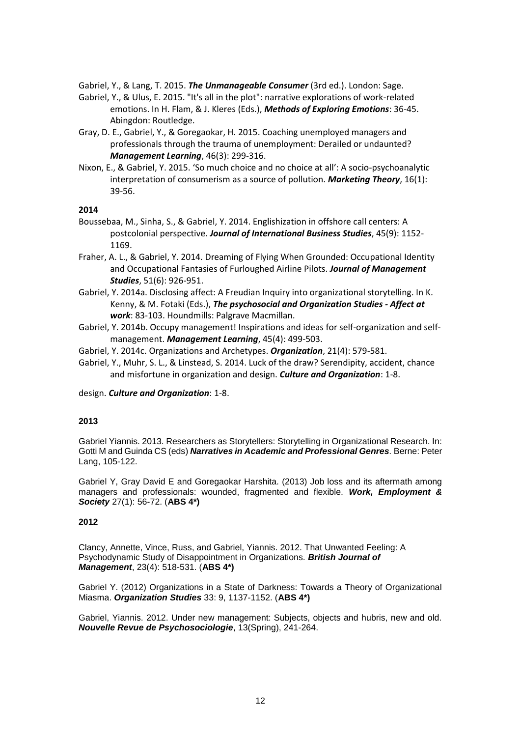Gabriel, Y., & Lang, T. 2015. ***The Unmanageable Consumer*** (3rd ed.). London: Sage.

Gabriel, Y., & Ulus, E. 2015. "It's all in the plot": narrative explorations of work-related emotions. In H. Flam, & J. Kleres (Eds.), ***Methods of Exploring Emotions***: 36-45. Abingdon: Routledge.

Gray, D. E., Gabriel, Y., & Goregaokar, H. 2015. Coaching unemployed managers and professionals through the trauma of unemployment: Derailed or undaunted? ***Management Learning***, 46(3): 299-316.

Nixon, E., & Gabriel, Y. 2015. 'So much choice and no choice at all': A socio-psychoanalytic interpretation of consumerism as a source of pollution. ***Marketing Theory***, 16(1): 39-56.

**2014**

Boussebaa, M., Sinha, S., & Gabriel, Y. 2014. Englishization in offshore call centers: A postcolonial perspective. ***Journal of International Business Studies***, 45(9): 1152-1169.

Fraher, A. L., & Gabriel, Y. 2014. Dreaming of Flying When Grounded: Occupational Identity and Occupational Fantasies of Furloughed Airline Pilots. ***Journal of Management Studies***, 51(6): 926-951.

Gabriel, Y. 2014a. Disclosing affect: A Freudian Inquiry into organizational storytelling. In K. Kenny, & M. Fotaki (Eds.), ***The psychosocial and Organization Studies - Affect at work***: 83-103. Houndmills: Palgrave Macmillan.

Gabriel, Y. 2014b. Occupy management! Inspirations and ideas for self-organization and self-management. ***Management Learning***, 45(4): 499-503.

Gabriel, Y. 2014c. Organizations and Archetypes. ***Organization***, 21(4): 579-581.

Gabriel, Y., Muhr, S. L., & Linstead, S. 2014. Luck of the draw? Serendipity, accident, chance and misfortune in organization and design. ***Culture and Organization***: 1-8.

design. ***Culture and Organization***: 1-8.

**2013**

Gabriel Yiannis. 2013. Researchers as Storytellers: Storytelling in Organizational Research. In: Gotti M and Guinda CS (eds) ***Narratives in Academic and Professional Genres***. Berne: Peter Lang, 105-122.

Gabriel Y, Gray David E and Goregaokar Harshita. (2013) Job loss and its aftermath among managers and professionals: wounded, fragmented and flexible. ***Work, Employment & Society*** 27(1): 56-72. (**ABS 4*)**

**2012**

Clancy, Annette, Vince, Russ, and Gabriel, Yiannis. 2012. That Unwanted Feeling: A Psychodynamic Study of Disappointment in Organizations. ***British Journal of Management***, 23(4): 518-531. (**ABS 4*)**

Gabriel Y. (2012) Organizations in a State of Darkness: Towards a Theory of Organizational Miasma. ***Organization Studies*** 33: 9, 1137-1152. (**ABS 4*)**

Gabriel, Yiannis. 2012. Under new management: Subjects, objects and hubris, new and old. ***Nouvelle Revue de Psychosociologie***, 13(Spring), 241-264.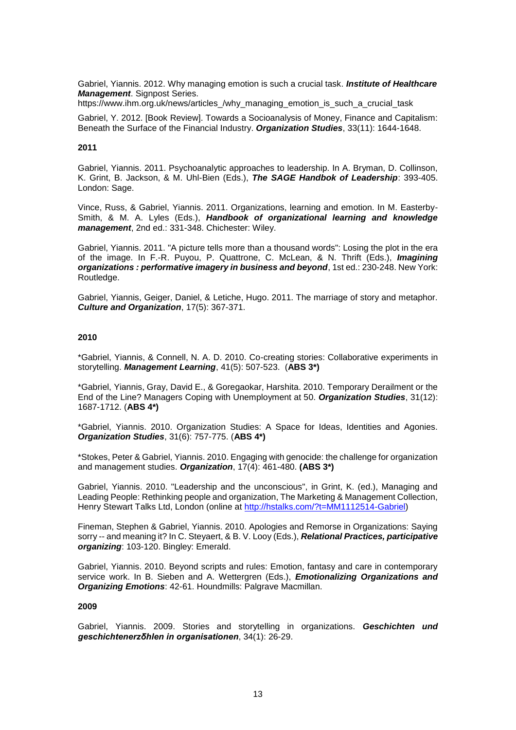Gabriel, Yiannis. 2012. Why managing emotion is such a crucial task. ***Institute of Healthcare Management***. Signpost Series.
https://www.ihm.org.uk/news/articles_/why_managing_emotion_is_such_a_crucial_task

Gabriel, Y. 2012. [Book Review]. Towards a Socioanalysis of Money, Finance and Capitalism: Beneath the Surface of the Financial Industry. ***Organization Studies***, 33(11): 1644-1648.

**2011**

Gabriel, Yiannis. 2011. Psychoanalytic approaches to leadership. In A. Bryman, D. Collinson, K. Grint, B. Jackson, & M. Uhl-Bien (Eds.), ***The SAGE Handbok of Leadership***: 393-405. London: Sage.

Vince, Russ, & Gabriel, Yiannis. 2011. Organizations, learning and emotion. In M. Easterby-Smith, & M. A. Lyles (Eds.), ***Handbook of organizational learning and knowledge management***, 2nd ed.: 331-348. Chichester: Wiley.

Gabriel, Yiannis. 2011. "A picture tells more than a thousand words": Losing the plot in the era of the image. In F.-R. Puyou, P. Quattrone, C. McLean, & N. Thrift (Eds.), ***Imagining organizations : performative imagery in business and beyond***, 1st ed.: 230-248. New York: Routledge.

Gabriel, Yiannis, Geiger, Daniel, & Letiche, Hugo. 2011. The marriage of story and metaphor. ***Culture and Organization***, 17(5): 367-371.

**2010**

*Gabriel, Yiannis, & Connell, N. A. D. 2010. Co-creating stories: Collaborative experiments in storytelling. ***Management Learning***, 41(5): 507-523. (**ABS 3***)

*Gabriel, Yiannis, Gray, David E., & Goregaokar, Harshita. 2010. Temporary Derailment or the End of the Line? Managers Coping with Unemployment at 50. ***Organization Studies***, 31(12): 1687-1712. (**ABS 4***)

*Gabriel, Yiannis. 2010. Organization Studies: A Space for Ideas, Identities and Agonies. ***Organization Studies***, 31(6): 757-775. (**ABS 4***)

*Stokes, Peter & Gabriel, Yiannis. 2010. Engaging with genocide: the challenge for organization and management studies. ***Organization***, 17(4): 461-480. **(ABS 3*)**

Gabriel, Yiannis. 2010. "Leadership and the unconscious", in Grint, K. (ed.), Managing and Leading People: Rethinking people and organization, The Marketing & Management Collection, Henry Stewart Talks Ltd, London (online at http://hstalks.com/?t=MM1112514-Gabriel)

Fineman, Stephen & Gabriel, Yiannis. 2010. Apologies and Remorse in Organizations: Saying sorry -- and meaning it? In C. Steyaert, & B. V. Looy (Eds.), ***Relational Practices, participative organizing***: 103-120. Bingley: Emerald.

Gabriel, Yiannis. 2010. Beyond scripts and rules: Emotion, fantasy and care in contemporary service work. In B. Sieben and A. Wettergren (Eds.), ***Emotionalizing Organizations and Organizing Emotions***: 42-61. Houndmills: Palgrave Macmillan.

**2009**

Gabriel, Yiannis. 2009. Stories and storytelling in organizations. ***Geschichten und geschichtenerzδhlen in organisationen***, 34(1): 26-29.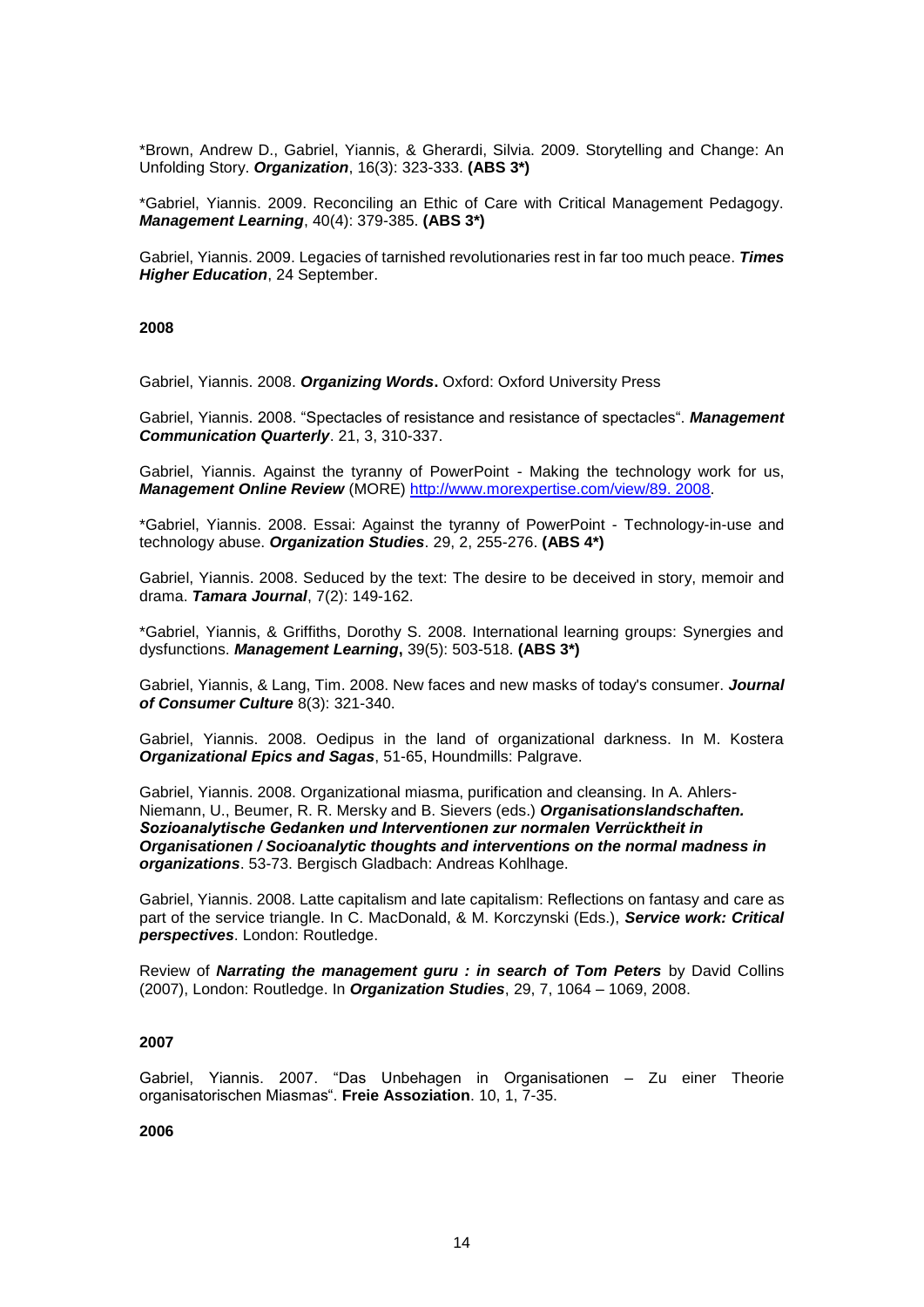*Brown, Andrew D., Gabriel, Yiannis, & Gherardi, Silvia. 2009. Storytelling and Change: An Unfolding Story. ***Organization***, 16(3): 323-333. **(ABS 3*)**

*Gabriel, Yiannis. 2009. Reconciling an Ethic of Care with Critical Management Pedagogy. ***Management Learning***, 40(4): 379-385. **(ABS 3*)**

Gabriel, Yiannis. 2009. Legacies of tarnished revolutionaries rest in far too much peace. ***Times Higher Education***, 24 September.

**2008**

Gabriel, Yiannis. 2008. ***Organizing Words*.** Oxford: Oxford University Press

Gabriel, Yiannis. 2008. "Spectacles of resistance and resistance of spectacles". ***Management Communication Quarterly***. 21, 3, 310-337.

Gabriel, Yiannis. Against the tyranny of PowerPoint - Making the technology work for us, ***Management Online Review*** (MORE) [http://www.morexpertise.com/view/89. 2008](http://www.morexpertise.com/view/89).

*Gabriel, Yiannis. 2008. Essai: Against the tyranny of PowerPoint - Technology-in-use and technology abuse. ***Organization Studies***. 29, 2, 255-276. **(ABS 4*)**

Gabriel, Yiannis. 2008. Seduced by the text: The desire to be deceived in story, memoir and drama. ***Tamara Journal***, 7(2): 149-162.

*Gabriel, Yiannis, & Griffiths, Dorothy S. 2008. International learning groups: Synergies and dysfunctions. ***Management Learning*,** 39(5): 503-518. **(ABS 3*)**

Gabriel, Yiannis, & Lang, Tim. 2008. New faces and new masks of today's consumer. ***Journal of Consumer Culture*** 8(3): 321-340.

Gabriel, Yiannis. 2008. Oedipus in the land of organizational darkness. In M. Kostera ***Organizational Epics and Sagas***, 51-65, Houndmills: Palgrave.

Gabriel, Yiannis. 2008. Organizational miasma, purification and cleansing. In A. Ahlers-Niemann, U., Beumer, R. R. Mersky and B. Sievers (eds.) ***Organisationslandschaften. Sozioanalytische Gedanken und Interventionen zur normalen Verrücktheit in Organisationen / Socioanalytic thoughts and interventions on the normal madness in organizations***. 53-73. Bergisch Gladbach: Andreas Kohlhage.

Gabriel, Yiannis. 2008. Latte capitalism and late capitalism: Reflections on fantasy and care as part of the service triangle. In C. MacDonald, & M. Korczynski (Eds.), ***Service work: Critical perspectives***. London: Routledge.

Review of ***Narrating the management guru : in search of Tom Peters*** by David Collins (2007), London: Routledge. In ***Organization Studies***, 29, 7, 1064 – 1069, 2008.

**2007**

Gabriel, Yiannis. 2007. "Das Unbehagen in Organisationen – Zu einer Theorie organisatorischen Miasmas". **Freie Assoziation**. 10, 1, 7-35.

**2006**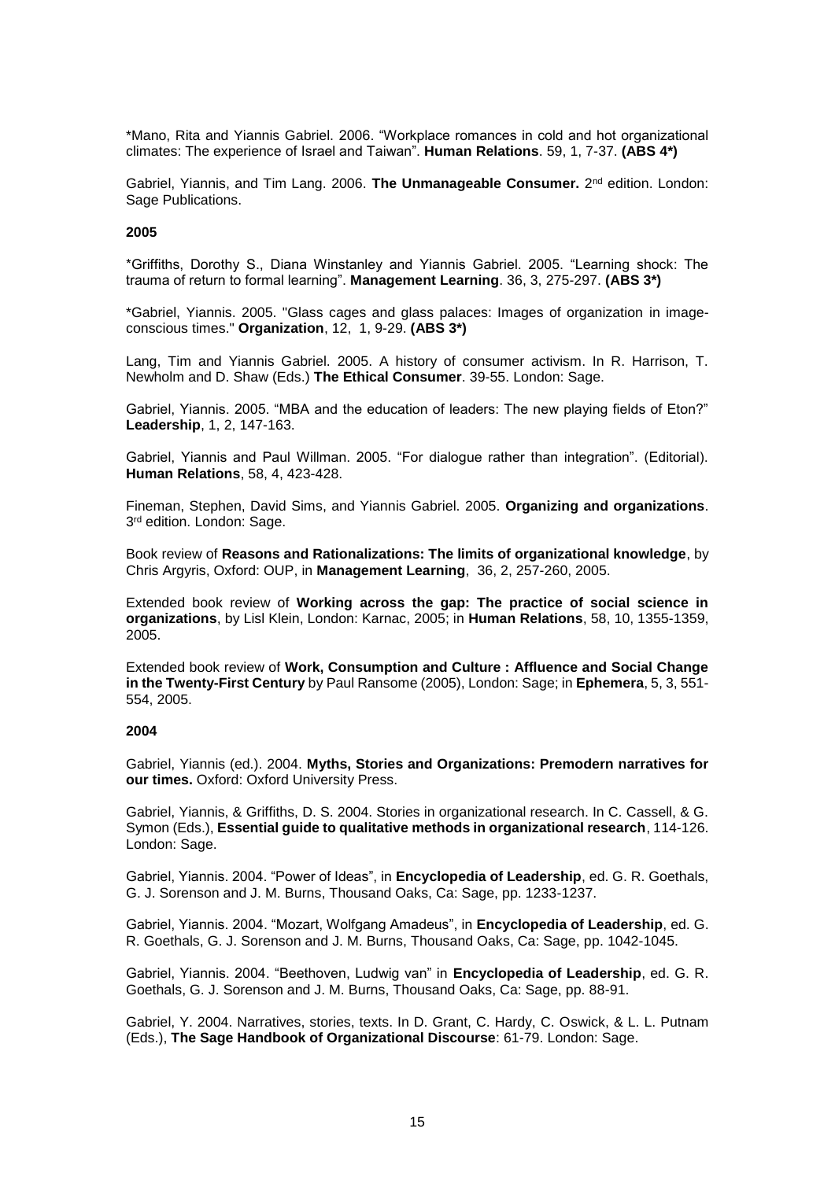*Mano, Rita and Yiannis Gabriel. 2006. “Workplace romances in cold and hot organizational climates: The experience of Israel and Taiwan”. **Human Relations**. 59, 1, 7-37. **(ABS 4*)**

Gabriel, Yiannis, and Tim Lang. 2006. **The Unmanageable Consumer.** 2nd edition. London: Sage Publications.

**2005**

*Griffiths, Dorothy S., Diana Winstanley and Yiannis Gabriel. 2005. “Learning shock: The trauma of return to formal learning”. **Management Learning**. 36, 3, 275-297. **(ABS 3*)**

*Gabriel, Yiannis. 2005. "Glass cages and glass palaces: Images of organization in image-conscious times." **Organization**, 12, 1, 9-29. **(ABS 3*)**

Lang, Tim and Yiannis Gabriel. 2005. A history of consumer activism. In R. Harrison, T. Newholm and D. Shaw (Eds.) **The Ethical Consumer**. 39-55. London: Sage.

Gabriel, Yiannis. 2005. “MBA and the education of leaders: The new playing fields of Eton?” **Leadership**, 1, 2, 147-163.

Gabriel, Yiannis and Paul Willman. 2005. “For dialogue rather than integration”. (Editorial). **Human Relations**, 58, 4, 423-428.

Fineman, Stephen, David Sims, and Yiannis Gabriel. 2005. **Organizing and organizations**. 3rd edition. London: Sage.

Book review of **Reasons and Rationalizations: The limits of organizational knowledge**, by Chris Argyris, Oxford: OUP, in **Management Learning**, 36, 2, 257-260, 2005.

Extended book review of **Working across the gap: The practice of social science in organizations**, by Lisl Klein, London: Karnac, 2005; in **Human Relations**, 58, 10, 1355-1359, 2005.

Extended book review of **Work, Consumption and Culture : Affluence and Social Change in the Twenty-First Century** by Paul Ransome (2005), London: Sage; in **Ephemera**, 5, 3, 551-554, 2005.

**2004**

Gabriel, Yiannis (ed.). 2004. **Myths, Stories and Organizations: Premodern narratives for our times.** Oxford: Oxford University Press.

Gabriel, Yiannis, & Griffiths, D. S. 2004. Stories in organizational research. In C. Cassell, & G. Symon (Eds.), **Essential guide to qualitative methods in organizational research**, 114-126. London: Sage.

Gabriel, Yiannis. 2004. “Power of Ideas”, in **Encyclopedia of Leadership**, ed. G. R. Goethals, G. J. Sorenson and J. M. Burns, Thousand Oaks, Ca: Sage, pp. 1233-1237.

Gabriel, Yiannis. 2004. “Mozart, Wolfgang Amadeus”, in **Encyclopedia of Leadership**, ed. G. R. Goethals, G. J. Sorenson and J. M. Burns, Thousand Oaks, Ca: Sage, pp. 1042-1045.

Gabriel, Yiannis. 2004. “Beethoven, Ludwig van” in **Encyclopedia of Leadership**, ed. G. R. Goethals, G. J. Sorenson and J. M. Burns, Thousand Oaks, Ca: Sage, pp. 88-91.

Gabriel, Y. 2004. Narratives, stories, texts. In D. Grant, C. Hardy, C. Oswick, & L. L. Putnam (Eds.), **The Sage Handbook of Organizational Discourse**: 61-79. London: Sage.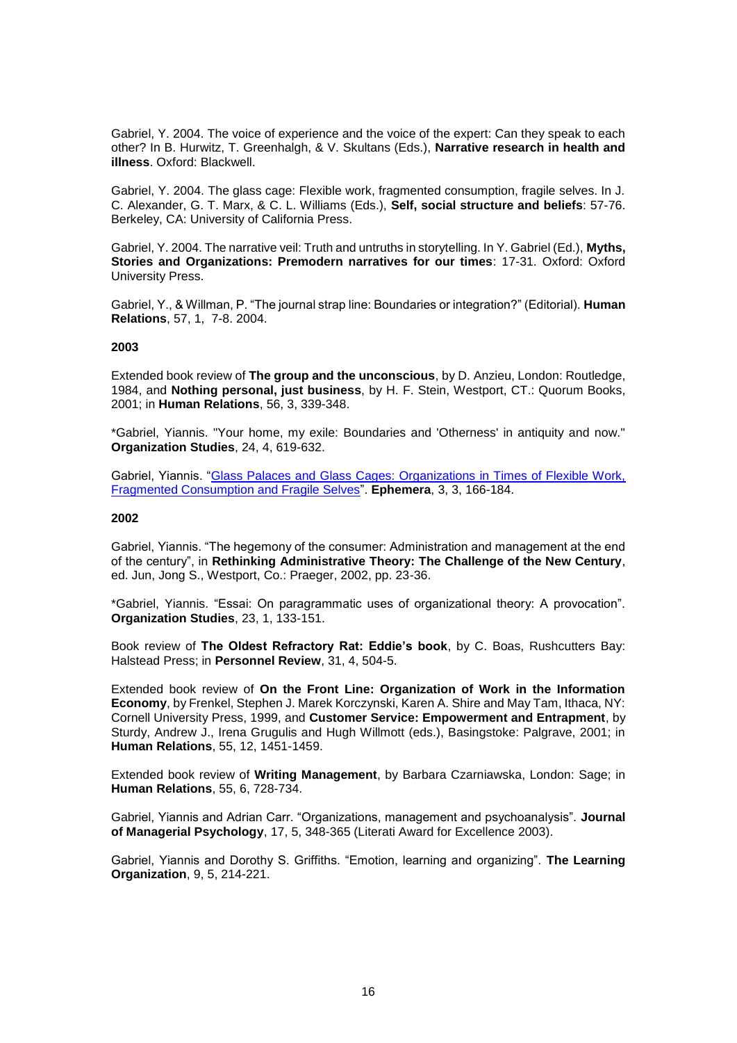Gabriel, Y. 2004. The voice of experience and the voice of the expert: Can they speak to each other? In B. Hurwitz, T. Greenhalgh, & V. Skultans (Eds.), **Narrative research in health and illness**. Oxford: Blackwell.

Gabriel, Y. 2004. The glass cage: Flexible work, fragmented consumption, fragile selves. In J. C. Alexander, G. T. Marx, & C. L. Williams (Eds.), **Self, social structure and beliefs**: 57-76. Berkeley, CA: University of California Press.

Gabriel, Y. 2004. The narrative veil: Truth and untruths in storytelling. In Y. Gabriel (Ed.), **Myths, Stories and Organizations: Premodern narratives for our times**: 17-31. Oxford: Oxford University Press.

Gabriel, Y., & Willman, P. "The journal strap line: Boundaries or integration?" (Editorial). **Human Relations**, 57, 1, 7-8. 2004.

**2003**

Extended book review of **The group and the unconscious**, by D. Anzieu, London: Routledge, 1984, and **Nothing personal, just business**, by H. F. Stein, Westport, CT.: Quorum Books, 2001; in **Human Relations**, 56, 3, 339-348.

*Gabriel, Yiannis. "Your home, my exile: Boundaries and 'Otherness' in antiquity and now." **Organization Studies**, 24, 4, 619-632.

Gabriel, Yiannis. "Glass Palaces and Glass Cages: Organizations in Times of Flexible Work, Fragmented Consumption and Fragile Selves". **Ephemera**, 3, 3, 166-184.

**2002**

Gabriel, Yiannis. "The hegemony of the consumer: Administration and management at the end of the century", in **Rethinking Administrative Theory: The Challenge of the New Century**, ed. Jun, Jong S., Westport, Co.: Praeger, 2002, pp. 23-36.

*Gabriel, Yiannis. "Essai: On paragrammatic uses of organizational theory: A provocation". **Organization Studies**, 23, 1, 133-151.

Book review of **The Oldest Refractory Rat: Eddie's book**, by C. Boas, Rushcutters Bay: Halstead Press; in **Personnel Review**, 31, 4, 504-5.

Extended book review of **On the Front Line: Organization of Work in the Information Economy**, by Frenkel, Stephen J. Marek Korczynski, Karen A. Shire and May Tam, Ithaca, NY: Cornell University Press, 1999, and **Customer Service: Empowerment and Entrapment**, by Sturdy, Andrew J., Irena Grugulis and Hugh Willmott (eds.), Basingstoke: Palgrave, 2001; in **Human Relations**, 55, 12, 1451-1459.

Extended book review of **Writing Management**, by Barbara Czarniawska, London: Sage; in **Human Relations**, 55, 6, 728-734.

Gabriel, Yiannis and Adrian Carr. "Organizations, management and psychoanalysis". **Journal of Managerial Psychology**, 17, 5, 348-365 (Literati Award for Excellence 2003).

Gabriel, Yiannis and Dorothy S. Griffiths. "Emotion, learning and organizing". **The Learning Organization**, 9, 5, 214-221.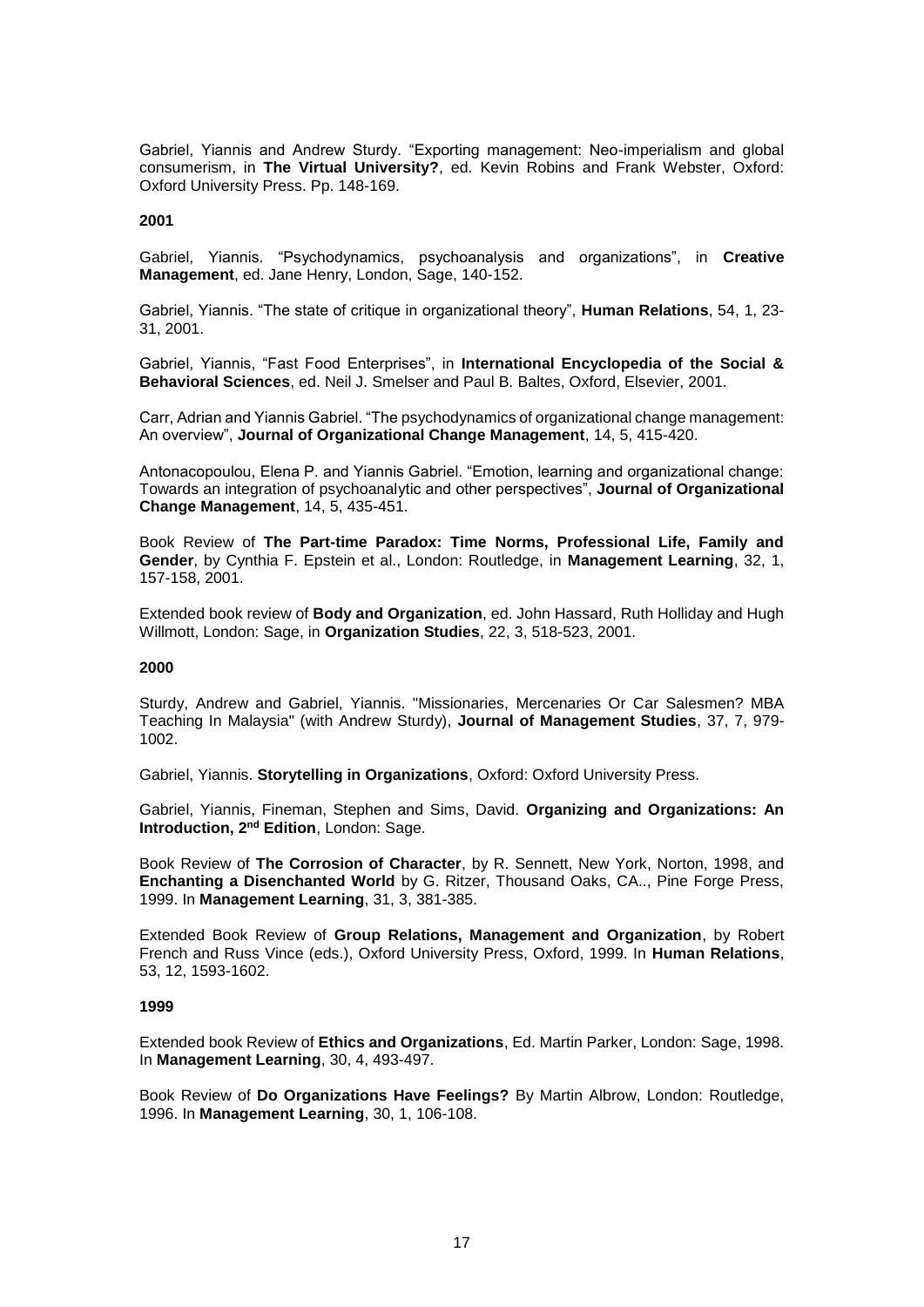Gabriel, Yiannis and Andrew Sturdy. “Exporting management: Neo-imperialism and global consumerism, in **The Virtual University?**, ed. Kevin Robins and Frank Webster, Oxford: Oxford University Press. Pp. 148-169.

**2001**

Gabriel, Yiannis. “Psychodynamics, psychoanalysis and organizations”, in **Creative Management**, ed. Jane Henry, London, Sage, 140-152.

Gabriel, Yiannis. “The state of critique in organizational theory”, **Human Relations**, 54, 1, 23-31, 2001.

Gabriel, Yiannis, “Fast Food Enterprises”, in **International Encyclopedia of the Social & Behavioral Sciences**, ed. Neil J. Smelser and Paul B. Baltes, Oxford, Elsevier, 2001.

Carr, Adrian and Yiannis Gabriel. “The psychodynamics of organizational change management: An overview”, **Journal of Organizational Change Management**, 14, 5, 415-420.

Antonacopoulou, Elena P. and Yiannis Gabriel. “Emotion, learning and organizational change: Towards an integration of psychoanalytic and other perspectives”, **Journal of Organizational Change Management**, 14, 5, 435-451.

Book Review of **The Part-time Paradox: Time Norms, Professional Life, Family and Gender**, by Cynthia F. Epstein et al., London: Routledge, in **Management Learning**, 32, 1, 157-158, 2001.

Extended book review of **Body and Organization**, ed. John Hassard, Ruth Holliday and Hugh Willmott, London: Sage, in **Organization Studies**, 22, 3, 518-523, 2001.

**2000**

Sturdy, Andrew and Gabriel, Yiannis. "Missionaries, Mercenaries Or Car Salesmen? MBA Teaching In Malaysia" (with Andrew Sturdy), **Journal of Management Studies**, 37, 7, 979-1002.

Gabriel, Yiannis. **Storytelling in Organizations**, Oxford: Oxford University Press.

Gabriel, Yiannis, Fineman, Stephen and Sims, David. **Organizing and Organizations: An Introduction, 2nd Edition**, London: Sage.

Book Review of **The Corrosion of Character**, by R. Sennett, New York, Norton, 1998, and **Enchanting a Disenchanted World** by G. Ritzer, Thousand Oaks, CA.., Pine Forge Press, 1999. In **Management Learning**, 31, 3, 381-385.

Extended Book Review of **Group Relations, Management and Organization**, by Robert French and Russ Vince (eds.), Oxford University Press, Oxford, 1999. In **Human Relations**, 53, 12, 1593-1602.

**1999**

Extended book Review of **Ethics and Organizations**, Ed. Martin Parker, London: Sage, 1998. In **Management Learning**, 30, 4, 493-497.

Book Review of **Do Organizations Have Feelings?** By Martin Albrow, London: Routledge, 1996. In **Management Learning**, 30, 1, 106-108.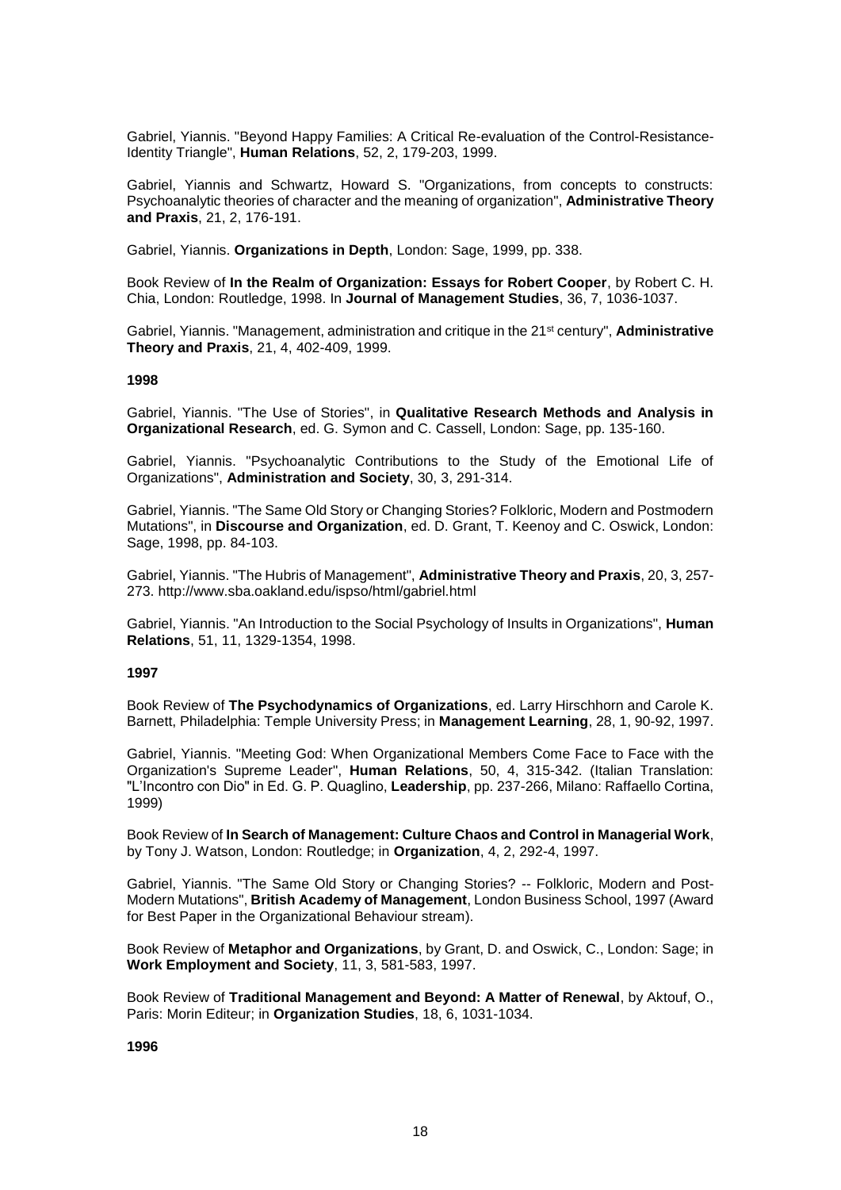Gabriel, Yiannis. "Beyond Happy Families: A Critical Re-evaluation of the Control-Resistance-Identity Triangle", **Human Relations**, 52, 2, 179-203, 1999.

Gabriel, Yiannis and Schwartz, Howard S. "Organizations, from concepts to constructs: Psychoanalytic theories of character and the meaning of organization", **Administrative Theory and Praxis**, 21, 2, 176-191.

Gabriel, Yiannis. **Organizations in Depth**, London: Sage, 1999, pp. 338.

Book Review of **In the Realm of Organization: Essays for Robert Cooper**, by Robert C. H. Chia, London: Routledge, 1998. In **Journal of Management Studies**, 36, 7, 1036-1037.

Gabriel, Yiannis. "Management, administration and critique in the 21st century", **Administrative Theory and Praxis**, 21, 4, 402-409, 1999.

**1998**

Gabriel, Yiannis. "The Use of Stories", in **Qualitative Research Methods and Analysis in Organizational Research**, ed. G. Symon and C. Cassell, London: Sage, pp. 135-160.

Gabriel, Yiannis. "Psychoanalytic Contributions to the Study of the Emotional Life of Organizations", **Administration and Society**, 30, 3, 291-314.

Gabriel, Yiannis. "The Same Old Story or Changing Stories? Folkloric, Modern and Postmodern Mutations", in **Discourse and Organization**, ed. D. Grant, T. Keenoy and C. Oswick, London: Sage, 1998, pp. 84-103.

Gabriel, Yiannis. "The Hubris of Management", **Administrative Theory and Praxis**, 20, 3, 257-273. http://www.sba.oakland.edu/ispso/html/gabriel.html

Gabriel, Yiannis. "An Introduction to the Social Psychology of Insults in Organizations", **Human Relations**, 51, 11, 1329-1354, 1998.

**1997**

Book Review of **The Psychodynamics of Organizations**, ed. Larry Hirschhorn and Carole K. Barnett, Philadelphia: Temple University Press; in **Management Learning**, 28, 1, 90-92, 1997.

Gabriel, Yiannis. "Meeting God: When Organizational Members Come Face to Face with the Organization's Supreme Leader", **Human Relations**, 50, 4, 315-342. (Italian Translation: "L'Incontro con Dio" in Ed. G. P. Quaglino, **Leadership**, pp. 237-266, Milano: Raffaello Cortina, 1999)

Book Review of **In Search of Management: Culture Chaos and Control in Managerial Work**, by Tony J. Watson, London: Routledge; in **Organization**, 4, 2, 292-4, 1997.

Gabriel, Yiannis. "The Same Old Story or Changing Stories? -- Folkloric, Modern and Post-Modern Mutations", **British Academy of Management**, London Business School, 1997 (Award for Best Paper in the Organizational Behaviour stream).

Book Review of **Metaphor and Organizations**, by Grant, D. and Oswick, C., London: Sage; in **Work Employment and Society**, 11, 3, 581-583, 1997.

Book Review of **Traditional Management and Beyond: A Matter of Renewal**, by Aktouf, O., Paris: Morin Editeur; in **Organization Studies**, 18, 6, 1031-1034.

**1996**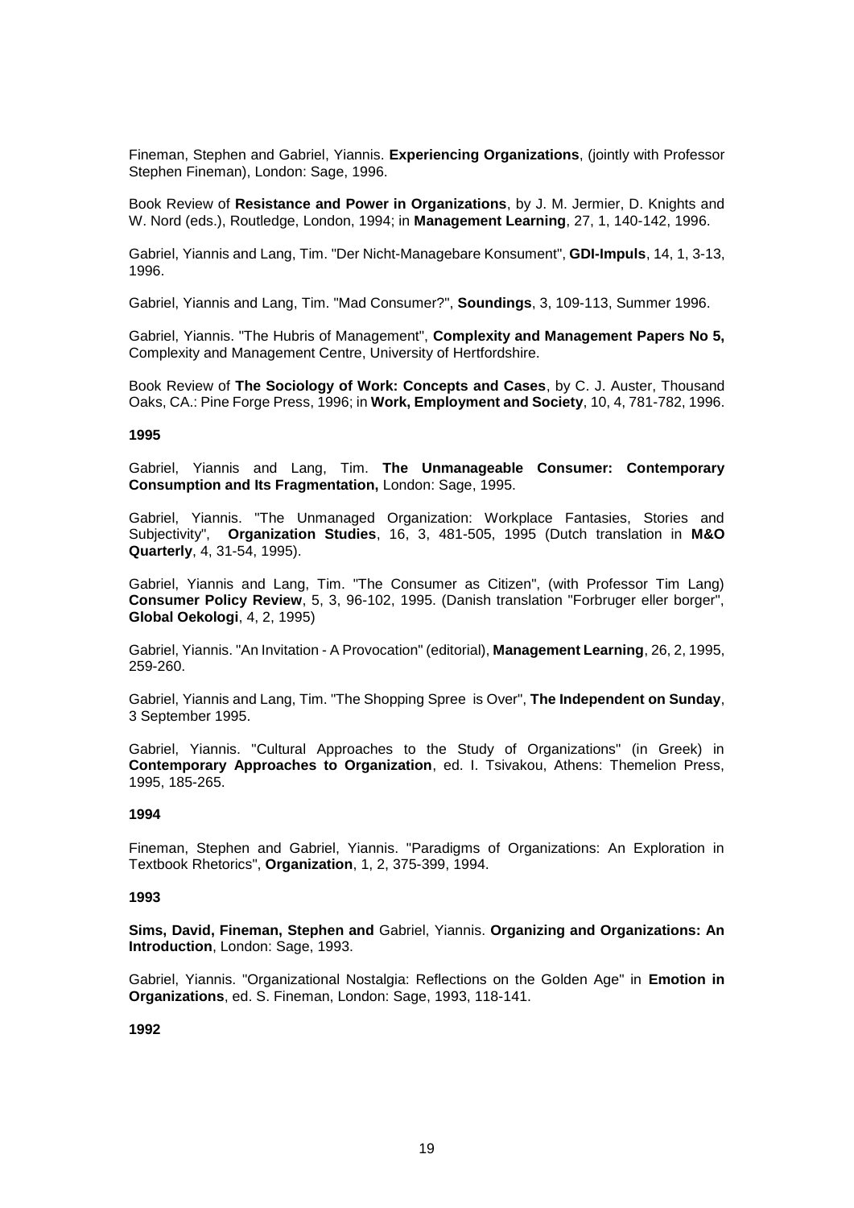Fineman, Stephen and Gabriel, Yiannis. **Experiencing Organizations**, (jointly with Professor Stephen Fineman), London: Sage, 1996.

Book Review of **Resistance and Power in Organizations**, by J. M. Jermier, D. Knights and W. Nord (eds.), Routledge, London, 1994; in **Management Learning**, 27, 1, 140-142, 1996.

Gabriel, Yiannis and Lang, Tim. "Der Nicht-Managebare Konsument", **GDI-Impuls**, 14, 1, 3-13, 1996.

Gabriel, Yiannis and Lang, Tim. "Mad Consumer?", **Soundings**, 3, 109-113, Summer 1996.

Gabriel, Yiannis. "The Hubris of Management", **Complexity and Management Papers No 5,** Complexity and Management Centre, University of Hertfordshire.

Book Review of **The Sociology of Work: Concepts and Cases**, by C. J. Auster, Thousand Oaks, CA.: Pine Forge Press, 1996; in **Work, Employment and Society**, 10, 4, 781-782, 1996.

**1995**

Gabriel, Yiannis and Lang, Tim. **The Unmanageable Consumer: Contemporary Consumption and Its Fragmentation,** London: Sage, 1995.

Gabriel, Yiannis. "The Unmanaged Organization: Workplace Fantasies, Stories and Subjectivity", **Organization Studies**, 16, 3, 481-505, 1995 (Dutch translation in **M&O Quarterly**, 4, 31-54, 1995).

Gabriel, Yiannis and Lang, Tim. "The Consumer as Citizen", (with Professor Tim Lang) **Consumer Policy Review**, 5, 3, 96-102, 1995. (Danish translation "Forbruger eller borger", **Global Oekologi**, 4, 2, 1995)

Gabriel, Yiannis. "An Invitation - A Provocation" (editorial), **Management Learning**, 26, 2, 1995, 259-260.

Gabriel, Yiannis and Lang, Tim. "The Shopping Spree is Over", **The Independent on Sunday**, 3 September 1995.

Gabriel, Yiannis. "Cultural Approaches to the Study of Organizations" (in Greek) in **Contemporary Approaches to Organization**, ed. I. Tsivakou, Athens: Themelion Press, 1995, 185-265.

**1994**

Fineman, Stephen and Gabriel, Yiannis. "Paradigms of Organizations: An Exploration in Textbook Rhetorics", **Organization**, 1, 2, 375-399, 1994.

**1993**

**Sims, David, Fineman, Stephen and** Gabriel, Yiannis. **Organizing and Organizations: An Introduction**, London: Sage, 1993.

Gabriel, Yiannis. "Organizational Nostalgia: Reflections on the Golden Age" in **Emotion in Organizations**, ed. S. Fineman, London: Sage, 1993, 118-141.

**1992**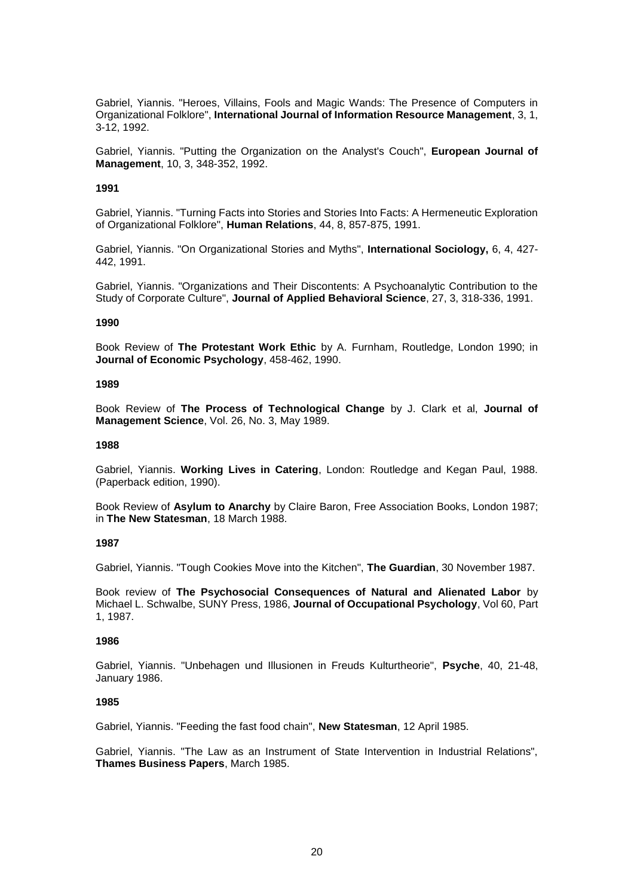Gabriel, Yiannis. "Heroes, Villains, Fools and Magic Wands: The Presence of Computers in Organizational Folklore", **International Journal of Information Resource Management**, 3, 1, 3-12, 1992.

Gabriel, Yiannis. "Putting the Organization on the Analyst's Couch", **European Journal of Management**, 10, 3, 348-352, 1992.

**1991**

Gabriel, Yiannis. "Turning Facts into Stories and Stories Into Facts: A Hermeneutic Exploration of Organizational Folklore", **Human Relations**, 44, 8, 857-875, 1991.

Gabriel, Yiannis. "On Organizational Stories and Myths", **International Sociology,** 6, 4, 427-442, 1991.

Gabriel, Yiannis. "Organizations and Their Discontents: A Psychoanalytic Contribution to the Study of Corporate Culture", **Journal of Applied Behavioral Science**, 27, 3, 318-336, 1991.

**1990**

Book Review of **The Protestant Work Ethic** by A. Furnham, Routledge, London 1990; in **Journal of Economic Psychology**, 458-462, 1990.

**1989**

Book Review of **The Process of Technological Change** by J. Clark et al, **Journal of Management Science**, Vol. 26, No. 3, May 1989.

**1988**

Gabriel, Yiannis. **Working Lives in Catering**, London: Routledge and Kegan Paul, 1988. (Paperback edition, 1990).

Book Review of **Asylum to Anarchy** by Claire Baron, Free Association Books, London 1987; in **The New Statesman**, 18 March 1988.

**1987**

Gabriel, Yiannis. "Tough Cookies Move into the Kitchen", **The Guardian**, 30 November 1987.

Book review of **The Psychosocial Consequences of Natural and Alienated Labor** by Michael L. Schwalbe, SUNY Press, 1986, **Journal of Occupational Psychology**, Vol 60, Part 1, 1987.

**1986**

Gabriel, Yiannis. "Unbehagen und Illusionen in Freuds Kulturtheorie", **Psyche**, 40, 21-48, January 1986.

**1985**

Gabriel, Yiannis. "Feeding the fast food chain", **New Statesman**, 12 April 1985.

Gabriel, Yiannis. "The Law as an Instrument of State Intervention in Industrial Relations", **Thames Business Papers**, March 1985.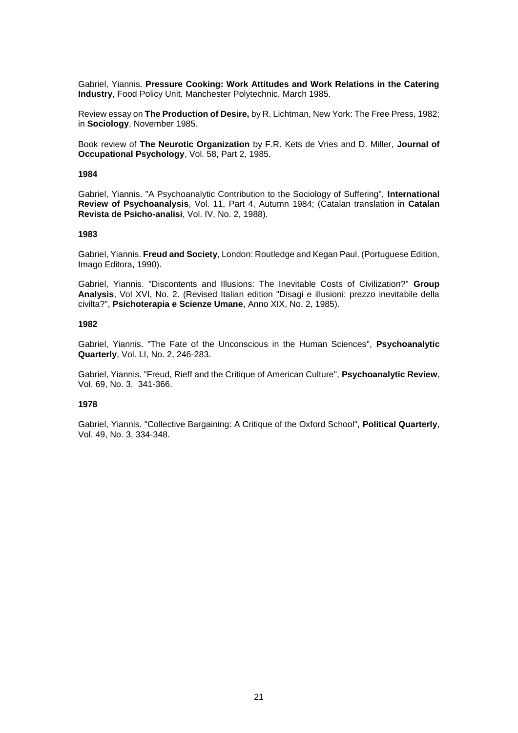Gabriel, Yiannis. **Pressure Cooking: Work Attitudes and Work Relations in the Catering Industry**, Food Policy Unit, Manchester Polytechnic, March 1985.

Review essay on **The Production of Desire,** by R. Lichtman, New York: The Free Press, 1982; in **Sociology**, November 1985.

Book review of **The Neurotic Organization** by F.R. Kets de Vries and D. Miller, **Journal of Occupational Psychology**, Vol. 58, Part 2, 1985.

**1984**

Gabriel, Yiannis. "A Psychoanalytic Contribution to the Sociology of Suffering", **International Review of Psychoanalysis**, Vol. 11, Part 4, Autumn 1984; (Catalan translation in **Catalan Revista de Psicho-analisi**, Vol. IV, No. 2, 1988).

**1983**

Gabriel, Yiannis. **Freud and Society**, London: Routledge and Kegan Paul. (Portuguese Edition, Imago Editora, 1990).

Gabriel, Yiannis. "Discontents and Illusions: The Inevitable Costs of Civilization?" **Group Analysis**, Vol XVI, No. 2. (Revised Italian edition "Disagi e illusioni: prezzo inevitabile della civilta?", **Psichoterapia e Scienze Umane**, Anno XIX, No. 2, 1985).

**1982**

Gabriel, Yiannis. "The Fate of the Unconscious in the Human Sciences", **Psychoanalytic Quarterly**, Vol. LI, No. 2, 246-283.

Gabriel, Yiannis. "Freud, Rieff and the Critique of American Culture", **Psychoanalytic Review**, Vol. 69, No. 3, 341-366.

**1978**

Gabriel, Yiannis. "Collective Bargaining: A Critique of the Oxford School", **Political Quarterly**, Vol. 49, No. 3, 334-348.